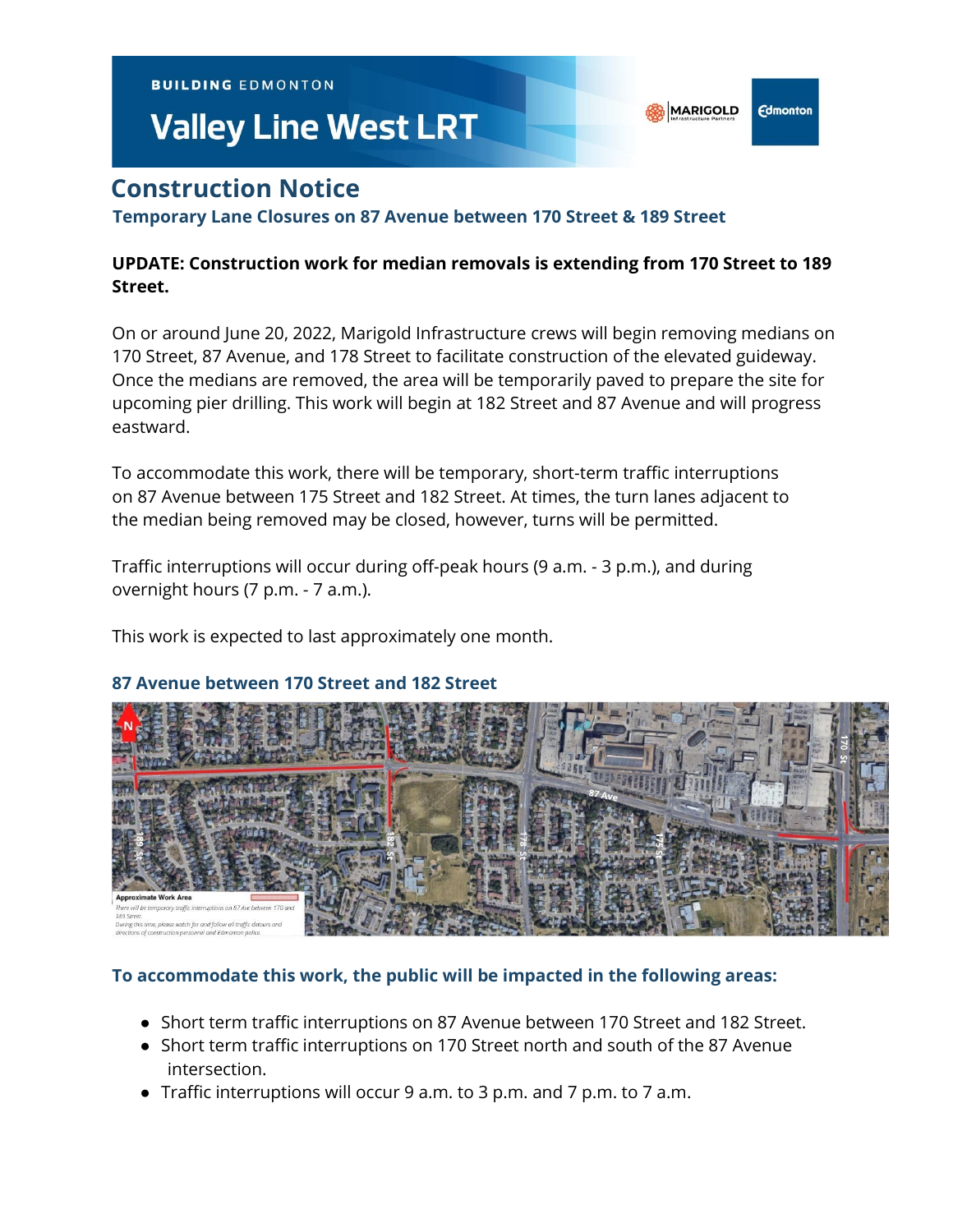BUILDING EDMONTON

# Valley Line West LRT

## Construction Notice

### Temporary Lane Closures on 87 Avenue between 170 Street & 189 Street

**UPDATE: Construction work for median removals is extending from 170 Street to 189 Street.**

On or around June 20, 2022, Marigold Infrastructure crews will begin removing medians on 170 Street, 87 Avenue, and 178 Street to facilitate construction of the elevated guideway. Once the medians are removed, the area will be temporarily paved to prepare the site for upcoming pier drilling. This work will begin at 182 Street and 87 Avenue and will progress eastward.

To accommodate this work, there will be temporary, short-term traffic interruptions on 87 Avenue between 175 Street and 182 Street. At times, the turn lanes adjacent to the median being removed may be closed, however, turns will be permitted.

Traffic interruptions will occur during off-peak hours (9 a.m. - 3 p.m.), and during overnight hours (7 p.m. - 7 a.m.).

This work is expected to last approximately one month.

### 87 Avenue between 170 Street and 182 Street

Approximate Work Area

*There will be temporary traffic interruptions on 87 Ave between 170 and 189 Street.*
*During this time, please watch for and follow all traffic detours and directions of construction personnel and Edmonton police.*

### To accommodate this work, the public will be impacted in the following areas:

- Short term traffic interruptions on 87 Avenue between 170 Street and 182 Street.
- Short term traffic interruptions on 170 Street north and south of the 87 Avenue intersection.
- Traffic interruptions will occur 9 a.m. to 3 p.m. and 7 p.m. to 7 a.m.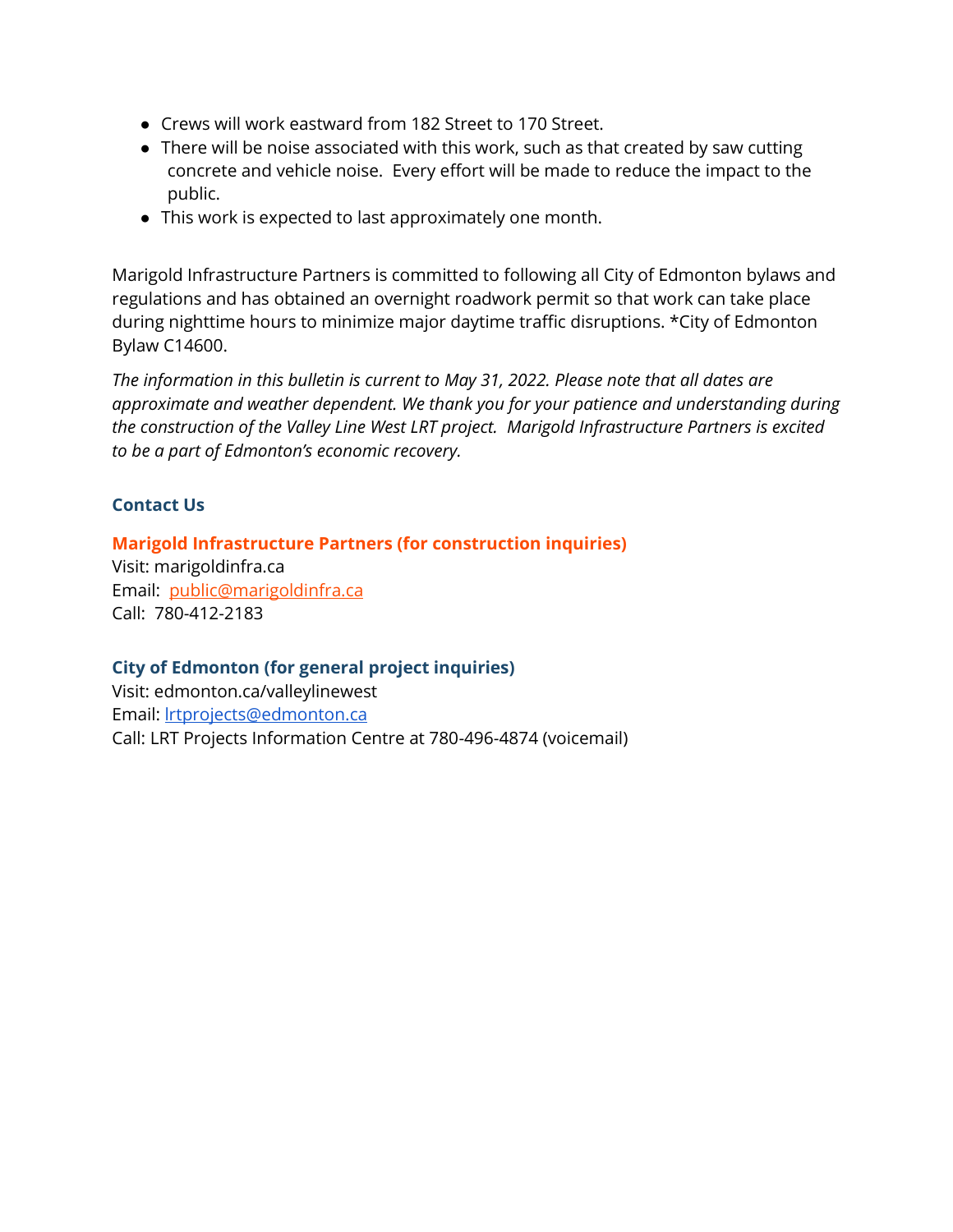- Crews will work eastward from 182 Street to 170 Street.
- There will be noise associated with this work, such as that created by saw cutting concrete and vehicle noise. Every effort will be made to reduce the impact to the public.
- This work is expected to last approximately one month.

Marigold Infrastructure Partners is committed to following all City of Edmonton bylaws and regulations and has obtained an overnight roadwork permit so that work can take place during nighttime hours to minimize major daytime traffic disruptions. *City of Edmonton Bylaw C14600.

*The information in this bulletin is current to May 31, 2022. Please note that all dates are approximate and weather dependent. We thank you for your patience and understanding during the construction of the Valley Line West LRT project. Marigold Infrastructure Partners is excited to be a part of Edmonton's economic recovery.*

### Contact Us

**Marigold Infrastructure Partners (for construction inquiries)**
Visit: marigoldinfra.ca
Email: public@marigoldinfra.ca
Call: 780-412-2183

**City of Edmonton (for general project inquiries)**
Visit: edmonton.ca/valleylinewest
Email: lrtprojects@edmonton.ca
Call: LRT Projects Information Centre at 780-496-4874 (voicemail)